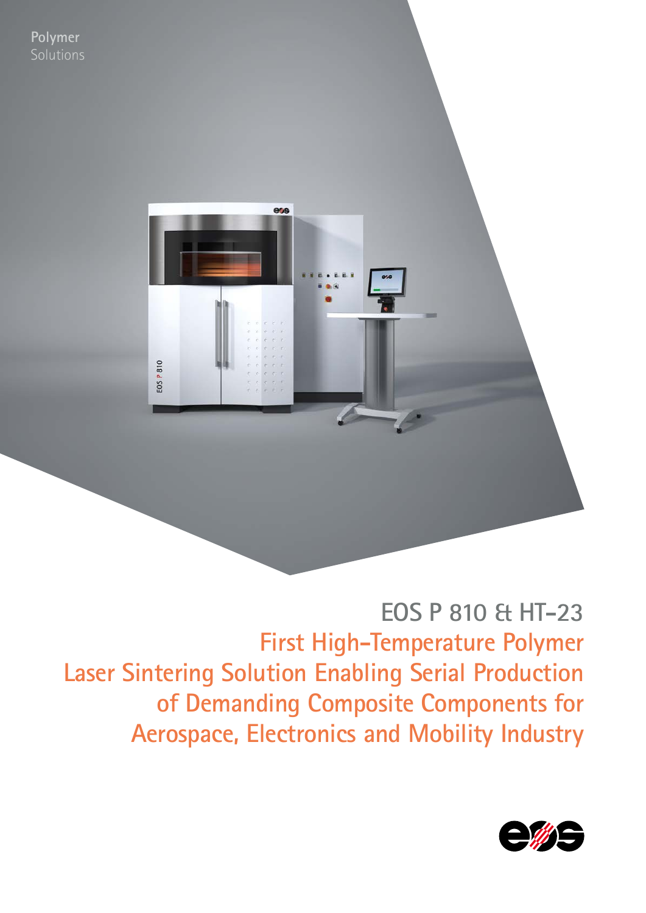Polymer
Solutions

# EOS P 810 & HT-23

## First High-Temperature Polymer Laser Sintering Solution Enabling Serial Production of Demanding Composite Components for Aerospace, Electronics and Mobility Industry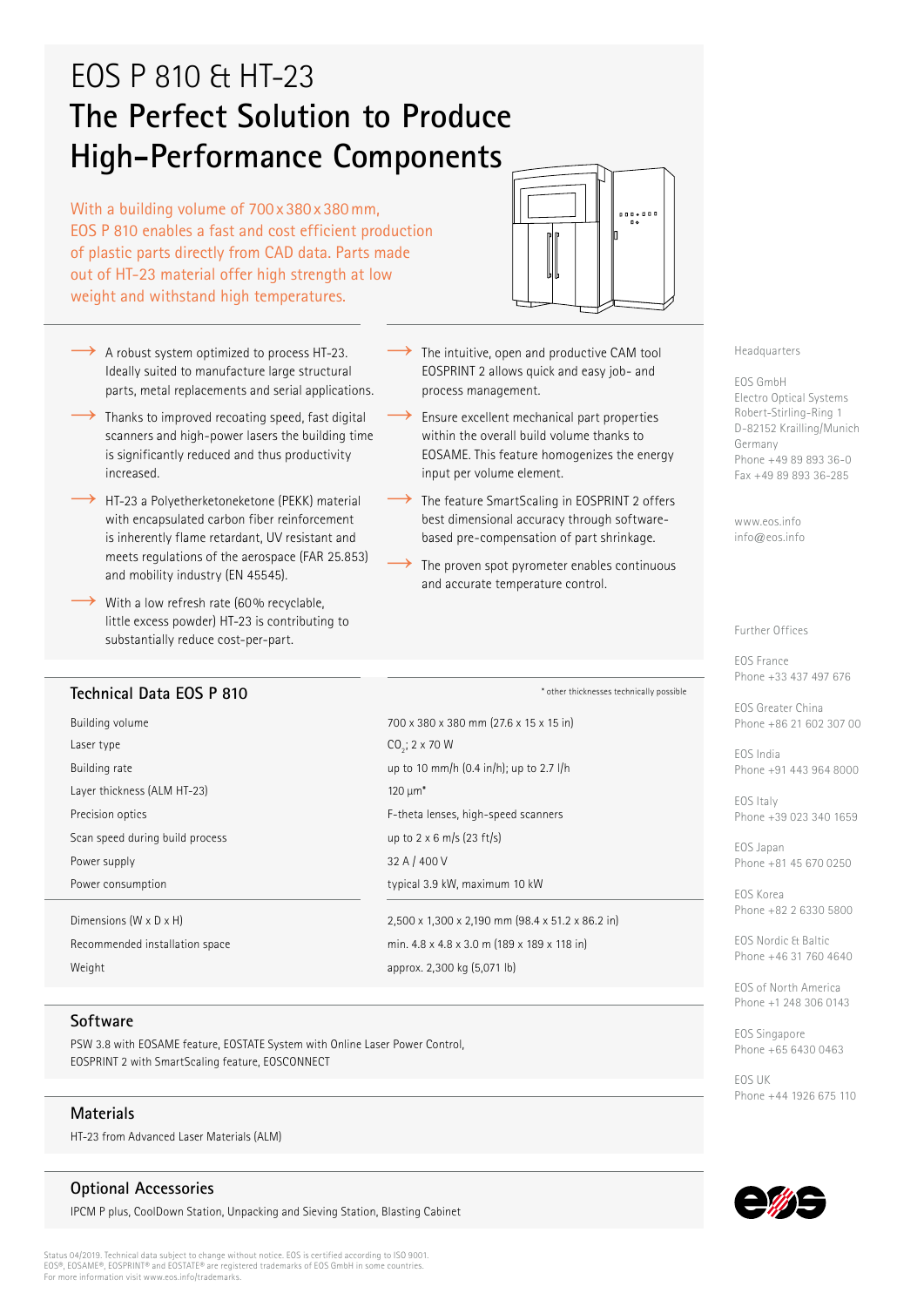# EOS P 810 & HT-23

## The Perfect Solution to Produce High-Performance Components

With a building volume of 700 x 380 x 380 mm, EOS P 810 enables a fast and cost efficient production of plastic parts directly from CAD data. Parts made out of HT-23 material offer high strength at low weight and withstand high temperatures.

- → A robust system optimized to process HT-23. Ideally suited to manufacture large structural parts, metal replacements and serial applications.
- → Thanks to improved recoating speed, fast digital scanners and high-power lasers the building time is significantly reduced and thus productivity increased.
- → HT-23 a Polyetherketoneketone (PEKK) material with encapsulated carbon fiber reinforcement is inherently flame retardant, UV resistant and meets regulations of the aerospace (FAR 25.853) and mobility industry (EN 45545).
- → With a low refresh rate (60% recyclable, little excess powder) HT-23 is contributing to substantially reduce cost-per-part.
- → The intuitive, open and productive CAM tool EOSPRINT 2 allows quick and easy job- and process management.
- → Ensure excellent mechanical part properties within the overall build volume thanks to EOSAME. This feature homogenizes the energy input per volume element.
- → The feature SmartScaling in EOSPRINT 2 offers best dimensional accuracy through software-based pre-compensation of part shrinkage.
- → The proven spot pyrometer enables continuous and accurate temperature control.

## Technical Data EOS P 810

| | |
|---|---|
| Building volume | 700 x 380 x 380 mm (27.6 x 15 x 15 in) |
| Laser type | $CO_2$; 2 x 70 W |
| Building rate | up to 10 mm/h (0.4 in/h); up to 2.7 l/h |
| Layer thickness (ALM HT-23) | 120 µm* |
| Precision optics | F-theta lenses, high-speed scanners |
| Scan speed during build process | up to 2 x 6 m/s (23 ft/s) |
| Power supply | 32 A / 400 V |
| Power consumption | typical 3.9 kW, maximum 10 kW |
| Dimensions (W x D x H) | 2,500 x 1,300 x 2,190 mm (98.4 x 51.2 x 86.2 in) |
| Recommended installation space | min. 4.8 x 4.8 x 3.0 m (189 x 189 x 118 in) |
| Weight | approx. 2,300 kg (5,071 lb) |

\* other thicknesses technically possible

## Software

PSW 3.8 with EOSAME feature, EOSTATE System with Online Laser Power Control, EOSPRINT 2 with SmartScaling feature, EOSCONNECT

## Materials

HT-23 from Advanced Laser Materials (ALM)

## Optional Accessories

IPCM P plus, CoolDown Station, Unpacking and Sieving Station, Blasting Cabinet

Headquarters

EOS GmbH
Electro Optical Systems
Robert-Stirling-Ring 1
D-82152 Krailling/Munich
Germany
Phone +49 89 893 36-0
Fax +49 89 893 36-285

www.eos.info
info@eos.info

Further Offices

EOS France
Phone +33 437 497 676

EOS Greater China
Phone +86 21 602 307 00

EOS India
Phone +91 443 964 8000

EOS Italy
Phone +39 023 340 1659

EOS Japan
Phone +81 45 670 0250

EOS Korea
Phone +82 2 6330 5800

EOS Nordic & Baltic
Phone +46 31 760 4640

EOS of North America
Phone +1 248 306 0143

EOS Singapore
Phone +65 6430 0463

EOS UK
Phone +44 1926 675 110

Status 04/2019. Technical data subject to change without notice. EOS is certified according to ISO 9001.
EOS®, EOSAME®, EOSPRINT® and EOSTATE® are registered trademarks of EOS GmbH in some countries.
For more information visit www.eos.info/trademarks.